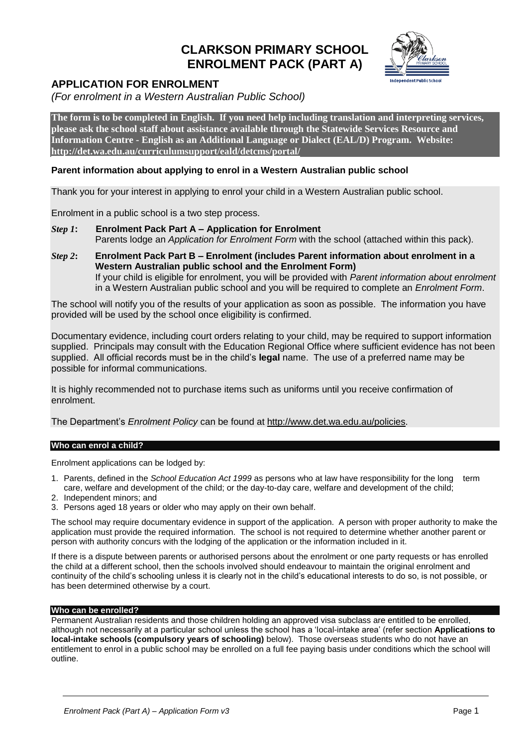# CLARKSON PRIMARY SCHOOL
# ENROLMENT PACK (PART A)

## APPLICATION FOR ENROLMENT

*(For enrolment in a Western Australian Public School)*

**The form is to be completed in English. If you need help including translation and interpreting services, please ask the school staff about assistance available through the Statewide Services Resource and Information Centre - English as an Additional Language or Dialect (EAL/D) Program. Website: http://det.wa.edu.au/curriculumsupport/eald/detcms/portal/**

### Parent information about applying to enrol in a Western Australian public school

Thank you for your interest in applying to enrol your child in a Western Australian public school.

Enrolment in a public school is a two step process.

***Step 1*: Enrolment Pack Part A – Application for Enrolment**
Parents lodge an *Application for Enrolment Form* with the school (attached within this pack).

***Step 2*: Enrolment Pack Part B – Enrolment (includes Parent information about enrolment in a Western Australian public school and the Enrolment Form)**
If your child is eligible for enrolment, you will be provided with *Parent information about enrolment* in a Western Australian public school and you will be required to complete an *Enrolment Form*.

The school will notify you of the results of your application as soon as possible. The information you have provided will be used by the school once eligibility is confirmed.

Documentary evidence, including court orders relating to your child, may be required to support information supplied. Principals may consult with the Education Regional Office where sufficient evidence has not been supplied. All official records must be in the child's **legal** name. The use of a preferred name may be possible for informal communications.

It is highly recommended not to purchase items such as uniforms until you receive confirmation of enrolment.

The Department's *Enrolment Policy* can be found at http://www.det.wa.edu.au/policies.

#### Who can enrol a child?

Enrolment applications can be lodged by:

1. Parents, defined in the *School Education Act 1999* as persons who at law have responsibility for the long term care, welfare and development of the child; or the day-to-day care, welfare and development of the child;
2. Independent minors; and
3. Persons aged 18 years or older who may apply on their own behalf.

The school may require documentary evidence in support of the application. A person with proper authority to make the application must provide the required information. The school is not required to determine whether another parent or person with authority concurs with the lodging of the application or the information included in it.

If there is a dispute between parents or authorised persons about the enrolment or one party requests or has enrolled the child at a different school, then the schools involved should endeavour to maintain the original enrolment and continuity of the child's schooling unless it is clearly not in the child's educational interests to do so, is not possible, or has been determined otherwise by a court.

#### Who can be enrolled?

Permanent Australian residents and those children holding an approved visa subclass are entitled to be enrolled, although not necessarily at a particular school unless the school has a 'local-intake area' (refer section **Applications to local-intake schools (compulsory years of schooling)** below). Those overseas students who do not have an entitlement to enrol in a public school may be enrolled on a full fee paying basis under conditions which the school will outline.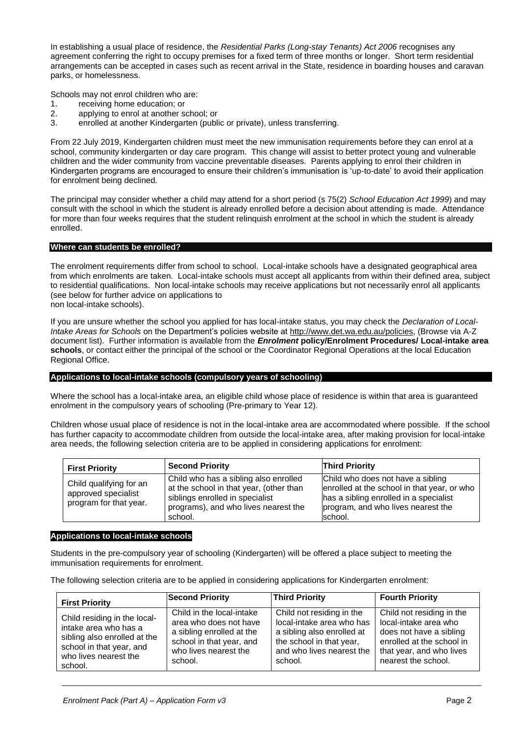In establishing a usual place of residence, the *Residential Parks (Long-stay Tenants) Act 2006* recognises any agreement conferring the right to occupy premises for a fixed term of three months or longer. Short term residential arrangements can be accepted in cases such as recent arrival in the State, residence in boarding houses and caravan parks, or homelessness.

Schools may not enrol children who are:

1. receiving home education; or
2. applying to enrol at another school; or
3. enrolled at another Kindergarten (public or private), unless transferring.

From 22 July 2019, Kindergarten children must meet the new immunisation requirements before they can enrol at a school, community kindergarten or day care program. This change will assist to better protect young and vulnerable children and the wider community from vaccine preventable diseases. Parents applying to enrol their children in Kindergarten programs are encouraged to ensure their children's immunisation is 'up-to-date' to avoid their application for enrolment being declined.

The principal may consider whether a child may attend for a short period (s 75(2) *School Education Act 1999*) and may consult with the school in which the student is already enrolled before a decision about attending is made. Attendance for more than four weeks requires that the student relinquish enrolment at the school in which the student is already enrolled.

## Where can students be enrolled?

The enrolment requirements differ from school to school. Local-intake schools have a designated geographical area from which enrolments are taken. Local-intake schools must accept all applicants from within their defined area, subject to residential qualifications. Non local-intake schools may receive applications but not necessarily enrol all applicants (see below for further advice on applications to non local-intake schools).

If you are unsure whether the school you applied for has local-intake status, you may check the *Declaration of Local-Intake Areas for Schools* on the Department's policies website at http://www.det.wa.edu.au/policies, (Browse via A-Z document list). Further information is available from the ***Enrolment*** **policy/Enrolment Procedures/ Local-intake area schools**, or contact either the principal of the school or the Coordinator Regional Operations at the local Education Regional Office.

## Applications to local-intake schools (compulsory years of schooling)

Where the school has a local-intake area, an eligible child whose place of residence is within that area is guaranteed enrolment in the compulsory years of schooling (Pre-primary to Year 12).

Children whose usual place of residence is not in the local-intake area are accommodated where possible. If the school has further capacity to accommodate children from outside the local-intake area, after making provision for local-intake area needs, the following selection criteria are to be applied in considering applications for enrolment:

| First Priority | Second Priority | Third Priority |
|---|---|---|
| Child qualifying for an approved specialist program for that year. | Child who has a sibling also enrolled at the school in that year, (other than siblings enrolled in specialist programs), and who lives nearest the school. | Child who does not have a sibling enrolled at the school in that year, or who has a sibling enrolled in a specialist program, and who lives nearest the school. |

## Applications to local-intake schools

Students in the pre-compulsory year of schooling (Kindergarten) will be offered a place subject to meeting the immunisation requirements for enrolment.

The following selection criteria are to be applied in considering applications for Kindergarten enrolment:

| First Priority | Second Priority | Third Priority | Fourth Priority |
|---|---|---|---|
| Child residing in the local-intake area who has a sibling also enrolled at the school in that year, and who lives nearest the school. | Child in the local-intake area who does not have a sibling enrolled at the school in that year, and who lives nearest the school. | Child not residing in the local-intake area who has a sibling also enrolled at the school in that year, and who lives nearest the school. | Child not residing in the local-intake area who does not have a sibling enrolled at the school in that year and who lives nearest the school. |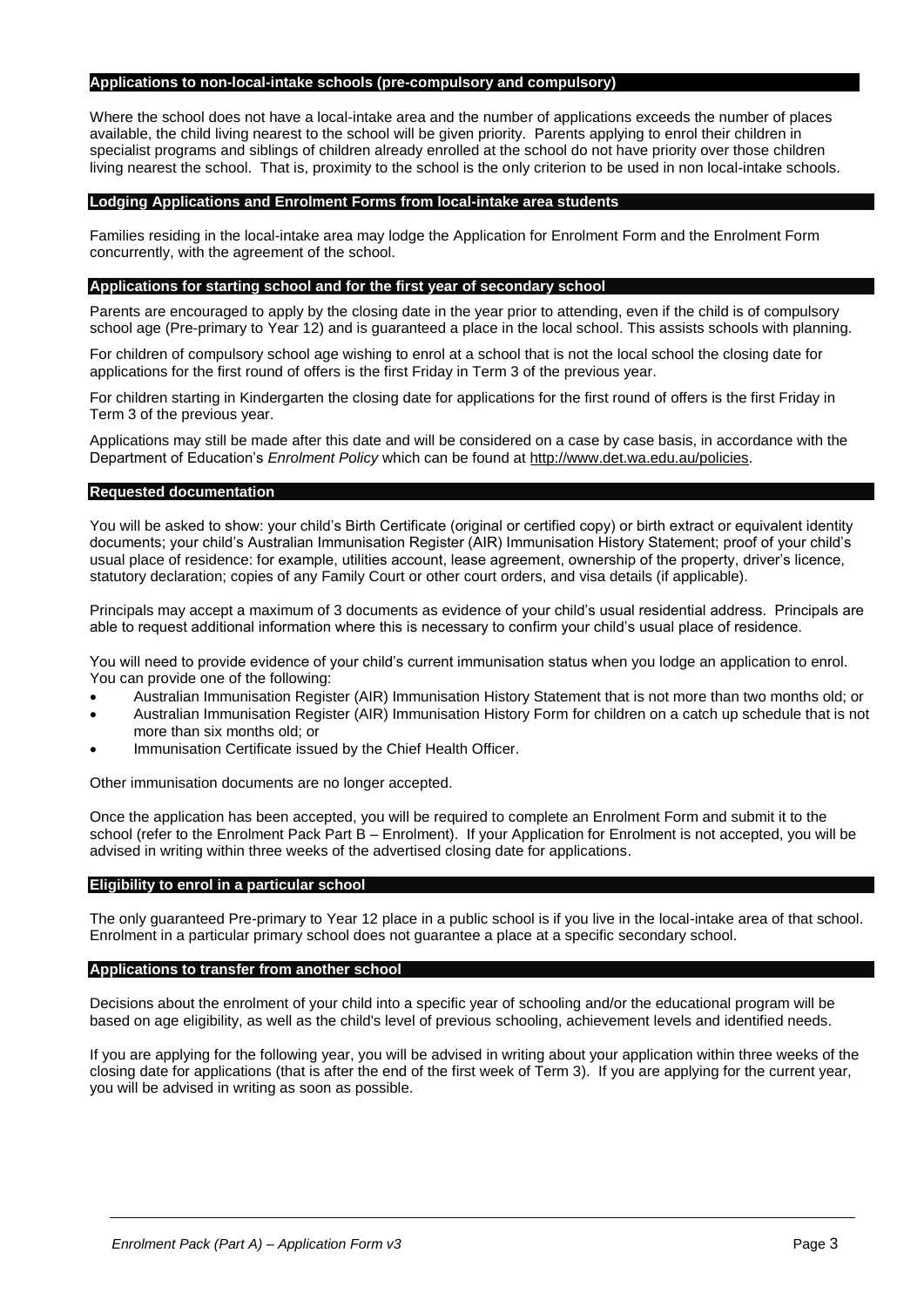### Applications to non-local-intake schools (pre-compulsory and compulsory)

Where the school does not have a local-intake area and the number of applications exceeds the number of places available, the child living nearest to the school will be given priority. Parents applying to enrol their children in specialist programs and siblings of children already enrolled at the school do not have priority over those children living nearest the school. That is, proximity to the school is the only criterion to be used in non local-intake schools.

### Lodging Applications and Enrolment Forms from local-intake area students

Families residing in the local-intake area may lodge the Application for Enrolment Form and the Enrolment Form concurrently, with the agreement of the school.

### Applications for starting school and for the first year of secondary school

Parents are encouraged to apply by the closing date in the year prior to attending, even if the child is of compulsory school age (Pre-primary to Year 12) and is guaranteed a place in the local school. This assists schools with planning.

For children of compulsory school age wishing to enrol at a school that is not the local school the closing date for applications for the first round of offers is the first Friday in Term 3 of the previous year.

For children starting in Kindergarten the closing date for applications for the first round of offers is the first Friday in Term 3 of the previous year.

Applications may still be made after this date and will be considered on a case by case basis, in accordance with the Department of Education's *Enrolment Policy* which can be found at http://www.det.wa.edu.au/policies.

### Requested documentation

You will be asked to show: your child's Birth Certificate (original or certified copy) or birth extract or equivalent identity documents; your child's Australian Immunisation Register (AIR) Immunisation History Statement; proof of your child's usual place of residence: for example, utilities account, lease agreement, ownership of the property, driver's licence, statutory declaration; copies of any Family Court or other court orders, and visa details (if applicable).

Principals may accept a maximum of 3 documents as evidence of your child's usual residential address. Principals are able to request additional information where this is necessary to confirm your child's usual place of residence.

You will need to provide evidence of your child's current immunisation status when you lodge an application to enrol. You can provide one of the following:

- Australian Immunisation Register (AIR) Immunisation History Statement that is not more than two months old; or
- Australian Immunisation Register (AIR) Immunisation History Form for children on a catch up schedule that is not more than six months old; or
- Immunisation Certificate issued by the Chief Health Officer.

Other immunisation documents are no longer accepted.

Once the application has been accepted, you will be required to complete an Enrolment Form and submit it to the school (refer to the Enrolment Pack Part B – Enrolment). If your Application for Enrolment is not accepted, you will be advised in writing within three weeks of the advertised closing date for applications.

### Eligibility to enrol in a particular school

The only guaranteed Pre-primary to Year 12 place in a public school is if you live in the local-intake area of that school. Enrolment in a particular primary school does not guarantee a place at a specific secondary school.

### Applications to transfer from another school

Decisions about the enrolment of your child into a specific year of schooling and/or the educational program will be based on age eligibility, as well as the child's level of previous schooling, achievement levels and identified needs.

If you are applying for the following year, you will be advised in writing about your application within three weeks of the closing date for applications (that is after the end of the first week of Term 3). If you are applying for the current year, you will be advised in writing as soon as possible.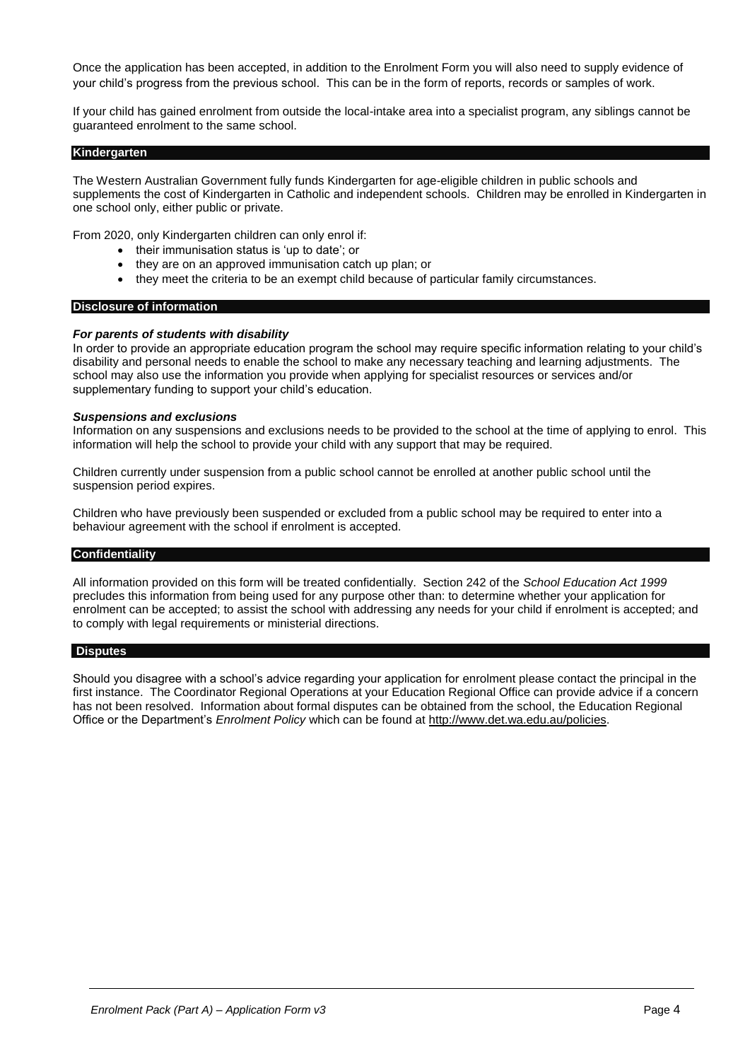Once the application has been accepted, in addition to the Enrolment Form you will also need to supply evidence of your child's progress from the previous school. This can be in the form of reports, records or samples of work.

If your child has gained enrolment from outside the local-intake area into a specialist program, any siblings cannot be guaranteed enrolment to the same school.

## Kindergarten

The Western Australian Government fully funds Kindergarten for age-eligible children in public schools and supplements the cost of Kindergarten in Catholic and independent schools. Children may be enrolled in Kindergarten in one school only, either public or private.

From 2020, only Kindergarten children can only enrol if:

- their immunisation status is 'up to date'; or
- they are on an approved immunisation catch up plan; or
- they meet the criteria to be an exempt child because of particular family circumstances.

## Disclosure of information

***For parents of students with disability***

In order to provide an appropriate education program the school may require specific information relating to your child's disability and personal needs to enable the school to make any necessary teaching and learning adjustments. The school may also use the information you provide when applying for specialist resources or services and/or supplementary funding to support your child's education.

***Suspensions and exclusions***

Information on any suspensions and exclusions needs to be provided to the school at the time of applying to enrol. This information will help the school to provide your child with any support that may be required.

Children currently under suspension from a public school cannot be enrolled at another public school until the suspension period expires.

Children who have previously been suspended or excluded from a public school may be required to enter into a behaviour agreement with the school if enrolment is accepted.

## Confidentiality

All information provided on this form will be treated confidentially. Section 242 of the *School Education Act 1999* precludes this information from being used for any purpose other than: to determine whether your application for enrolment can be accepted; to assist the school with addressing any needs for your child if enrolment is accepted; and to comply with legal requirements or ministerial directions.

## Disputes

Should you disagree with a school's advice regarding your application for enrolment please contact the principal in the first instance. The Coordinator Regional Operations at your Education Regional Office can provide advice if a concern has not been resolved. Information about formal disputes can be obtained from the school, the Education Regional Office or the Department's *Enrolment Policy* which can be found at http://www.det.wa.edu.au/policies.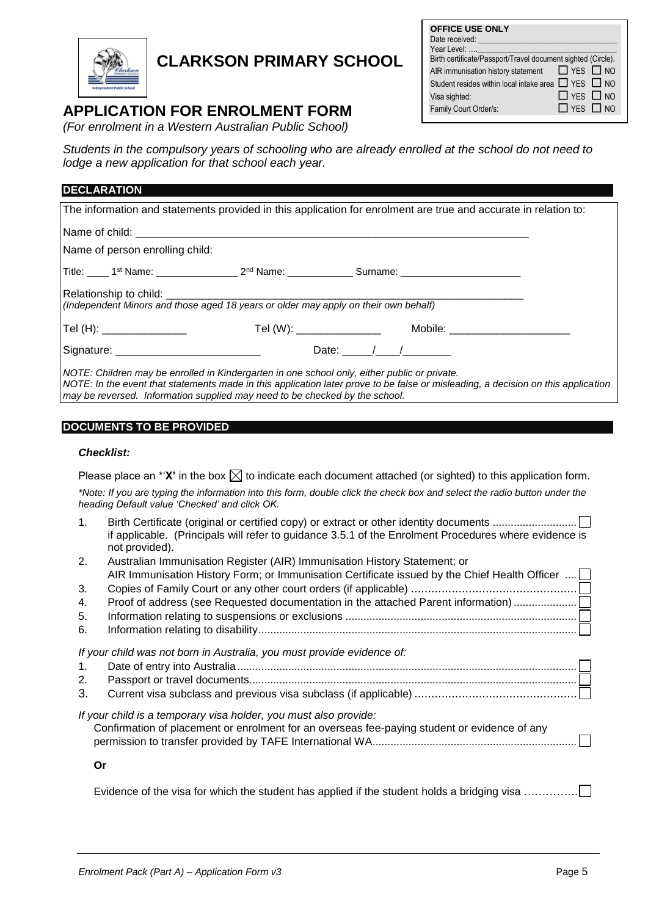# CLARKSON PRIMARY SCHOOL

| OFFICE USE ONLY | |
|---|---|
| Date received: ____________________ | |
| Year Level: ____________________ | |
| Birth certificate/Passport/Travel document sighted (Circle). | |
| AIR immunisation history statement | ☐ YES ☐ NO |
| Student resides within local intake area | ☐ YES ☐ NO |
| Visa sighted: | ☐ YES ☐ NO |
| Family Court Order/s: | ☐ YES ☐ NO |

## APPLICATION FOR ENROLMENT FORM

*(For enrolment in a Western Australian Public School)*

*Students in the compulsory years of schooling who are already enrolled at the school do not need to lodge a new application for that school each year.*

### DECLARATION

The information and statements provided in this application for enrolment are true and accurate in relation to:

Name of child: ________________________________________________________________

Name of person enrolling child:

Title: ____ 1st Name: _______________ 2nd Name: ____________ Surname: ______________________

Relationship to child: ________________________________________________________________
*(Independent Minors and those aged 18 years or older may apply on their own behalf)*

Tel (H): ______________ Tel (W): ______________ Mobile: ____________________

Signature: ________________________ Date: _____/____/________

*NOTE: Children may be enrolled in Kindergarten in one school only, either public or private.*
*NOTE: In the event that statements made in this application later prove to be false or misleading, a decision on this application may be reversed. Information supplied may need to be checked by the school.*

### DOCUMENTS TO BE PROVIDED

***Checklist:***

Please place an *'**X'** in the box ☒ to indicate each document attached (or sighted) to this application form.

*\*Note: If you are typing the information into this form, double click the check box and select the radio button under the heading Default value 'Checked' and click OK.*

1. Birth Certificate (original or certified copy) or extract or other identity documents ........................... ☐
   if applicable. (Principals will refer to guidance 3.5.1 of the Enrolment Procedures where evidence is not provided).
2. Australian Immunisation Register (AIR) Immunisation History Statement; or
   AIR Immunisation History Form; or Immunisation Certificate issued by the Chief Health Officer .... ☐
3. Copies of Family Court or any other court orders (if applicable) ................................................ ☐
4. Proof of address (see Requested documentation in the attached Parent information) ..................... ☐
5. Information relating to suspensions or exclusions ............................................................................ ☐
6. Information relating to disability........................................................................................................ ☐

*If your child was not born in Australia, you must provide evidence of:*

1. Date of entry into Australia................................................................................................................ ☐
2. Passport or travel documents............................................................................................................ ☐
3. Current visa subclass and previous visa subclass (if applicable) ................................................ ☐

*If your child is a temporary visa holder, you must also provide:*

Confirmation of placement or enrolment for an overseas fee-paying student or evidence of any permission to transfer provided by TAFE International WA................................................................... ☐

**Or**

Evidence of the visa for which the student has applied if the student holds a bridging visa ……………. ☐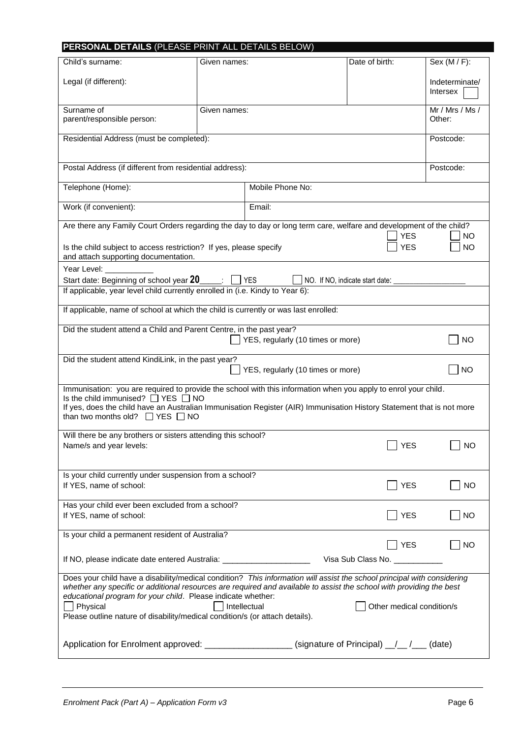## PERSONAL DETAILS (PLEASE PRINT ALL DETAILS BELOW)

| | | | |
|---|---|---|---|
| Child's surname:<br><br>Legal (if different): | Given names: | Date of birth: | Sex (M / F):<br><br>Indeterminate/ Intersex ☐ |
| Surname of parent/responsible person: | Given names: | | Mr / Mrs / Ms / Other: |
| Residential Address (must be completed): | | | Postcode: |
| Postal Address (if different from residential address): | | | Postcode: |
| Telephone (Home): | Mobile Phone No: | | |
| Work (if convenient): | Email: | | |

Are there any Family Court Orders regarding the day to day or long term care, welfare and development of the child? ☐ YES ☐ NO

Is the child subject to access restriction? If yes, please specify and attach supporting documentation. ☐ YES ☐ NO

Year Level: ___________

Start date: Beginning of school year **20**_____: ☐ YES ☐ NO. If NO, indicate start date: _________________

If applicable, year level child currently enrolled in (i.e. Kindy to Year 6):

If applicable, name of school at which the child is currently or was last enrolled:

Did the student attend a Child and Parent Centre, in the past year?
☐ YES, regularly (10 times or more) ☐ NO

Did the student attend KindiLink, in the past year?
☐ YES, regularly (10 times or more) ☐ NO

Immunisation: you are required to provide the school with this information when you apply to enrol your child.
Is the child immunised? ☐ YES ☐ NO
If yes, does the child have an Australian Immunisation Register (AIR) Immunisation History Statement that is not more than two months old? ☐ YES ☐ NO

Will there be any brothers or sisters attending this school?
Name/s and year levels: ☐ YES ☐ NO

Is your child currently under suspension from a school?
If YES, name of school: ☐ YES ☐ NO

Has your child ever been excluded from a school?
If YES, name of school: ☐ YES ☐ NO

Is your child a permanent resident of Australia? ☐ YES ☐ NO

If NO, please indicate date entered Australia: ____________________ Visa Sub Class No. ___________

Does your child have a disability/medical condition? *This information will assist the school principal with considering whether any specific or additional resources are required and available to assist the school with providing the best educational program for your child*. Please indicate whether:
☐ Physical ☐ Intellectual ☐ Other medical condition/s
Please outline nature of disability/medical condition/s (or attach details).

Application for Enrolment approved: __________________ (signature of Principal) __/__ /___ (date)

*Enrolment Pack (Part A) – Application Form v3*